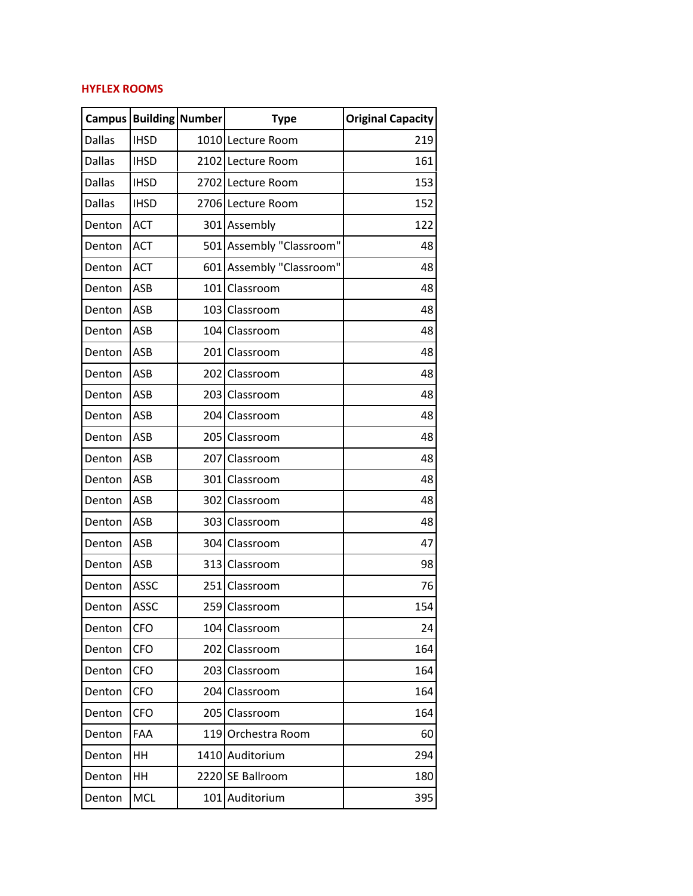## HYFLEX ROOMS

| Campus | Building | Number | Type | Original Capacity |
|---|---|---|---|---|
| Dallas | IHSD | 1010 | Lecture Room | 219 |
| Dallas | IHSD | 2102 | Lecture Room | 161 |
| Dallas | IHSD | 2702 | Lecture Room | 153 |
| Dallas | IHSD | 2706 | Lecture Room | 152 |
| Denton | ACT | 301 | Assembly | 122 |
| Denton | ACT | 501 | Assembly "Classroom" | 48 |
| Denton | ACT | 601 | Assembly "Classroom" | 48 |
| Denton | ASB | 101 | Classroom | 48 |
| Denton | ASB | 103 | Classroom | 48 |
| Denton | ASB | 104 | Classroom | 48 |
| Denton | ASB | 201 | Classroom | 48 |
| Denton | ASB | 202 | Classroom | 48 |
| Denton | ASB | 203 | Classroom | 48 |
| Denton | ASB | 204 | Classroom | 48 |
| Denton | ASB | 205 | Classroom | 48 |
| Denton | ASB | 207 | Classroom | 48 |
| Denton | ASB | 301 | Classroom | 48 |
| Denton | ASB | 302 | Classroom | 48 |
| Denton | ASB | 303 | Classroom | 48 |
| Denton | ASB | 304 | Classroom | 47 |
| Denton | ASB | 313 | Classroom | 98 |
| Denton | ASSC | 251 | Classroom | 76 |
| Denton | ASSC | 259 | Classroom | 154 |
| Denton | CFO | 104 | Classroom | 24 |
| Denton | CFO | 202 | Classroom | 164 |
| Denton | CFO | 203 | Classroom | 164 |
| Denton | CFO | 204 | Classroom | 164 |
| Denton | CFO | 205 | Classroom | 164 |
| Denton | FAA | 119 | Orchestra Room | 60 |
| Denton | HH | 1410 | Auditorium | 294 |
| Denton | HH | 2220 | SE Ballroom | 180 |
| Denton | MCL | 101 | Auditorium | 395 |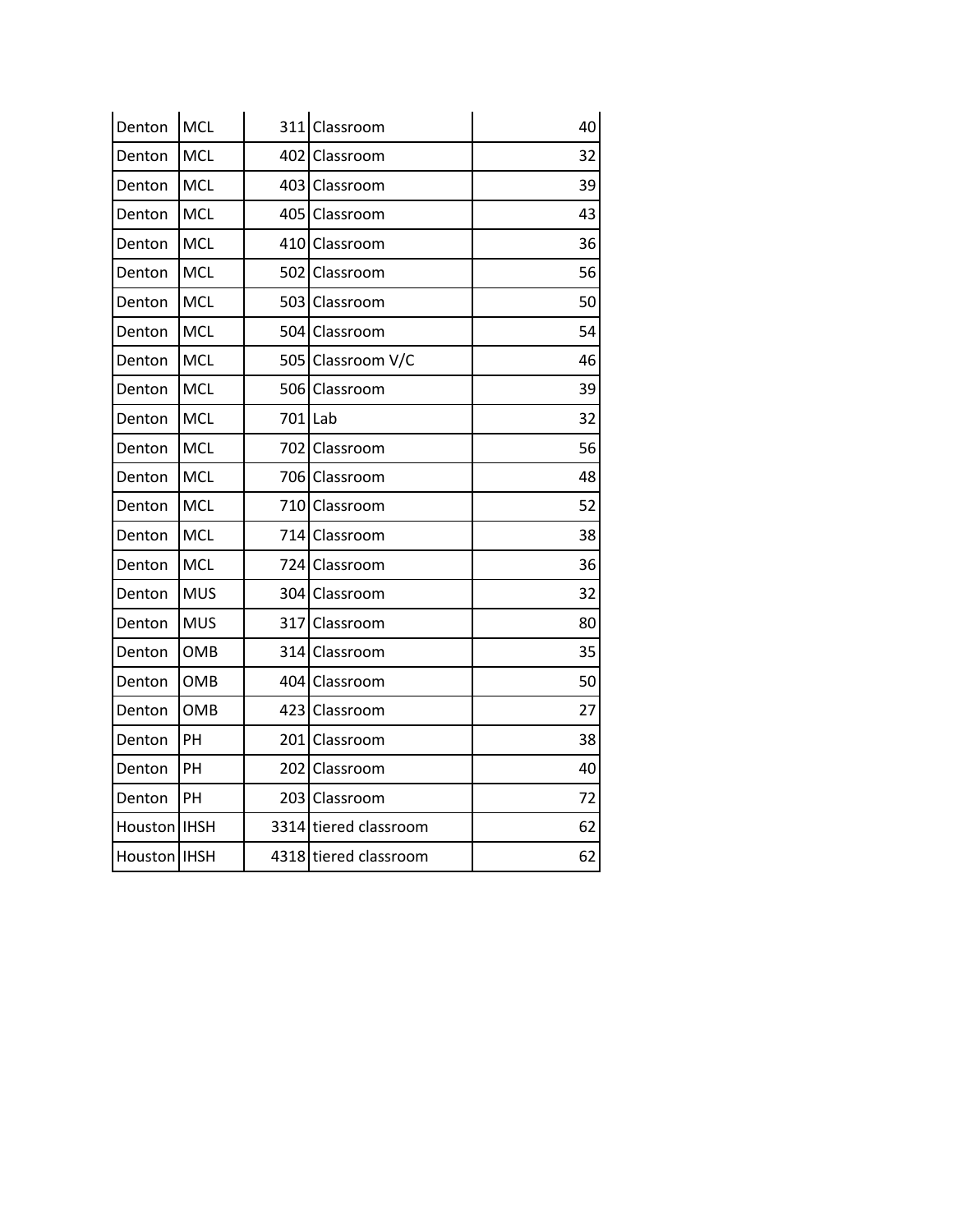| | | | | |
|---|---|---|---|---|
| Denton | MCL | 311 | Classroom | 40 |
| Denton | MCL | 402 | Classroom | 32 |
| Denton | MCL | 403 | Classroom | 39 |
| Denton | MCL | 405 | Classroom | 43 |
| Denton | MCL | 410 | Classroom | 36 |
| Denton | MCL | 502 | Classroom | 56 |
| Denton | MCL | 503 | Classroom | 50 |
| Denton | MCL | 504 | Classroom | 54 |
| Denton | MCL | 505 | Classroom V/C | 46 |
| Denton | MCL | 506 | Classroom | 39 |
| Denton | MCL | 701 | Lab | 32 |
| Denton | MCL | 702 | Classroom | 56 |
| Denton | MCL | 706 | Classroom | 48 |
| Denton | MCL | 710 | Classroom | 52 |
| Denton | MCL | 714 | Classroom | 38 |
| Denton | MCL | 724 | Classroom | 36 |
| Denton | MUS | 304 | Classroom | 32 |
| Denton | MUS | 317 | Classroom | 80 |
| Denton | OMB | 314 | Classroom | 35 |
| Denton | OMB | 404 | Classroom | 50 |
| Denton | OMB | 423 | Classroom | 27 |
| Denton | PH | 201 | Classroom | 38 |
| Denton | PH | 202 | Classroom | 40 |
| Denton | PH | 203 | Classroom | 72 |
| Houston | IHSH | 3314 | tiered classroom | 62 |
| Houston | IHSH | 4318 | tiered classroom | 62 |